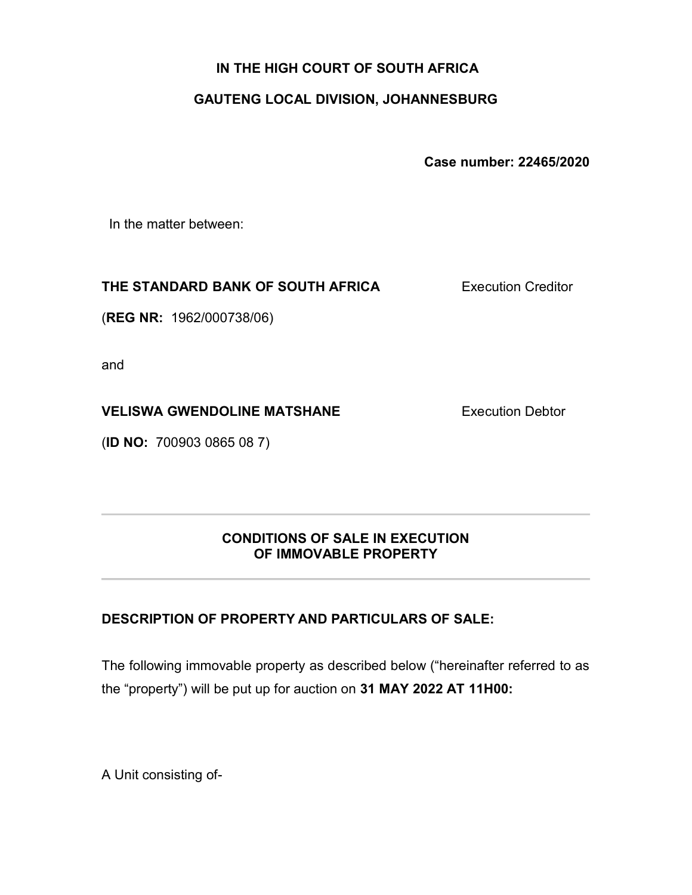**IN THE HIGH COURT OF SOUTH AFRICA**

**GAUTENG LOCAL DIVISION, JOHANNESBURG**

**Case number: 22465/2020**

In the matter between:

**THE STANDARD BANK OF SOUTH AFRICA** Execution Creditor

(**REG NR:** 1962/000738/06)

and

**VELISWA GWENDOLINE MATSHANE** Execution Debtor

(**ID NO:** 700903 0865 08 7)

---

**CONDITIONS OF SALE IN EXECUTION OF IMMOVABLE PROPERTY**

---

**DESCRIPTION OF PROPERTY AND PARTICULARS OF SALE:**

The following immovable property as described below ("hereinafter referred to as the "property") will be put up for auction on **31 MAY 2022 AT 11H00:**

A Unit consisting of-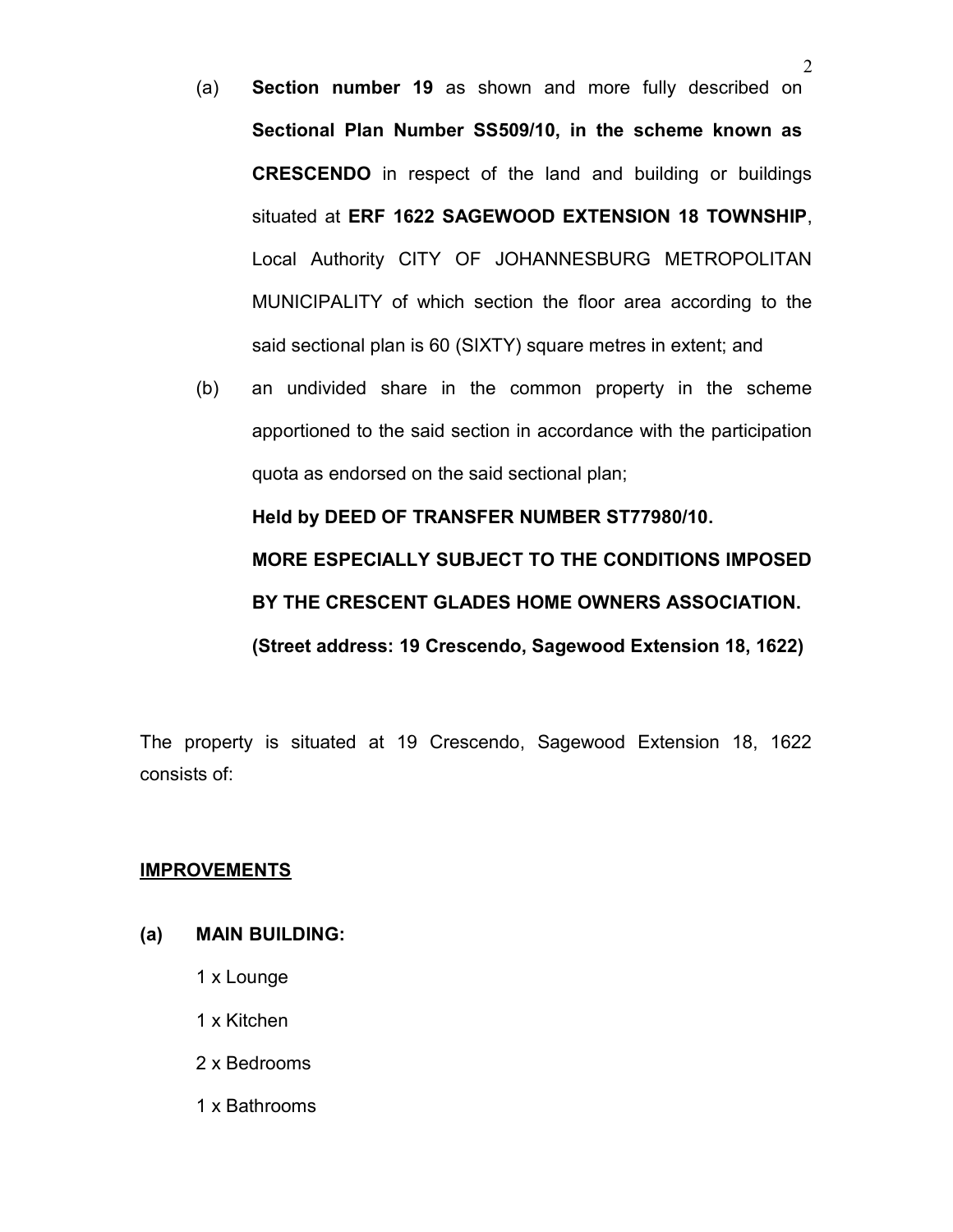(a) **Section number 19** as shown and more fully described on **Sectional Plan Number SS509/10, in the scheme known as CRESCENDO** in respect of the land and building or buildings situated at **ERF 1622 SAGEWOOD EXTENSION 18 TOWNSHIP**, Local Authority CITY OF JOHANNESBURG METROPOLITAN MUNICIPALITY of which section the floor area according to the said sectional plan is 60 (SIXTY) square metres in extent; and

(b) an undivided share in the common property in the scheme apportioned to the said section in accordance with the participation quota as endorsed on the said sectional plan;

**Held by DEED OF TRANSFER NUMBER ST77980/10.**

**MORE ESPECIALLY SUBJECT TO THE CONDITIONS IMPOSED BY THE CRESCENT GLADES HOME OWNERS ASSOCIATION.**

**(Street address: 19 Crescendo, Sagewood Extension 18, 1622)**

The property is situated at 19 Crescendo, Sagewood Extension 18, 1622 consists of:

**IMPROVEMENTS**

**(a) MAIN BUILDING:**

1 x Lounge

1 x Kitchen

2 x Bedrooms

1 x Bathrooms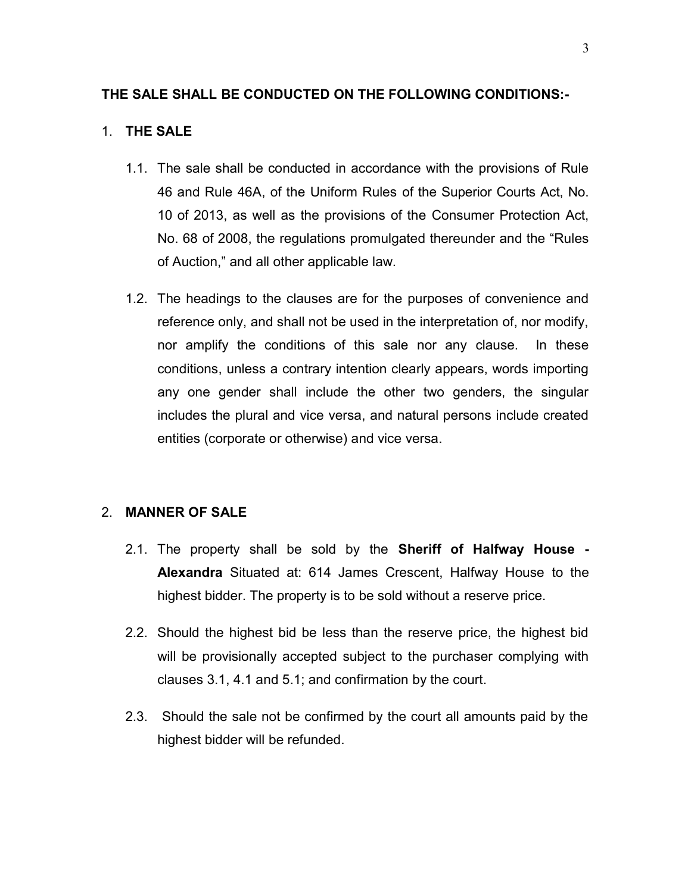**THE SALE SHALL BE CONDUCTED ON THE FOLLOWING CONDITIONS:-**

1. **THE SALE**

   1.1. The sale shall be conducted in accordance with the provisions of Rule 46 and Rule 46A, of the Uniform Rules of the Superior Courts Act, No. 10 of 2013, as well as the provisions of the Consumer Protection Act, No. 68 of 2008, the regulations promulgated thereunder and the "Rules of Auction," and all other applicable law.

   1.2. The headings to the clauses are for the purposes of convenience and reference only, and shall not be used in the interpretation of, nor modify, nor amplify the conditions of this sale nor any clause. In these conditions, unless a contrary intention clearly appears, words importing any one gender shall include the other two genders, the singular includes the plural and vice versa, and natural persons include created entities (corporate or otherwise) and vice versa.

2. **MANNER OF SALE**

   2.1. The property shall be sold by the **Sheriff of Halfway House - Alexandra** Situated at: 614 James Crescent, Halfway House to the highest bidder. The property is to be sold without a reserve price.

   2.2. Should the highest bid be less than the reserve price, the highest bid will be provisionally accepted subject to the purchaser complying with clauses 3.1, 4.1 and 5.1; and confirmation by the court.

   2.3. Should the sale not be confirmed by the court all amounts paid by the highest bidder will be refunded.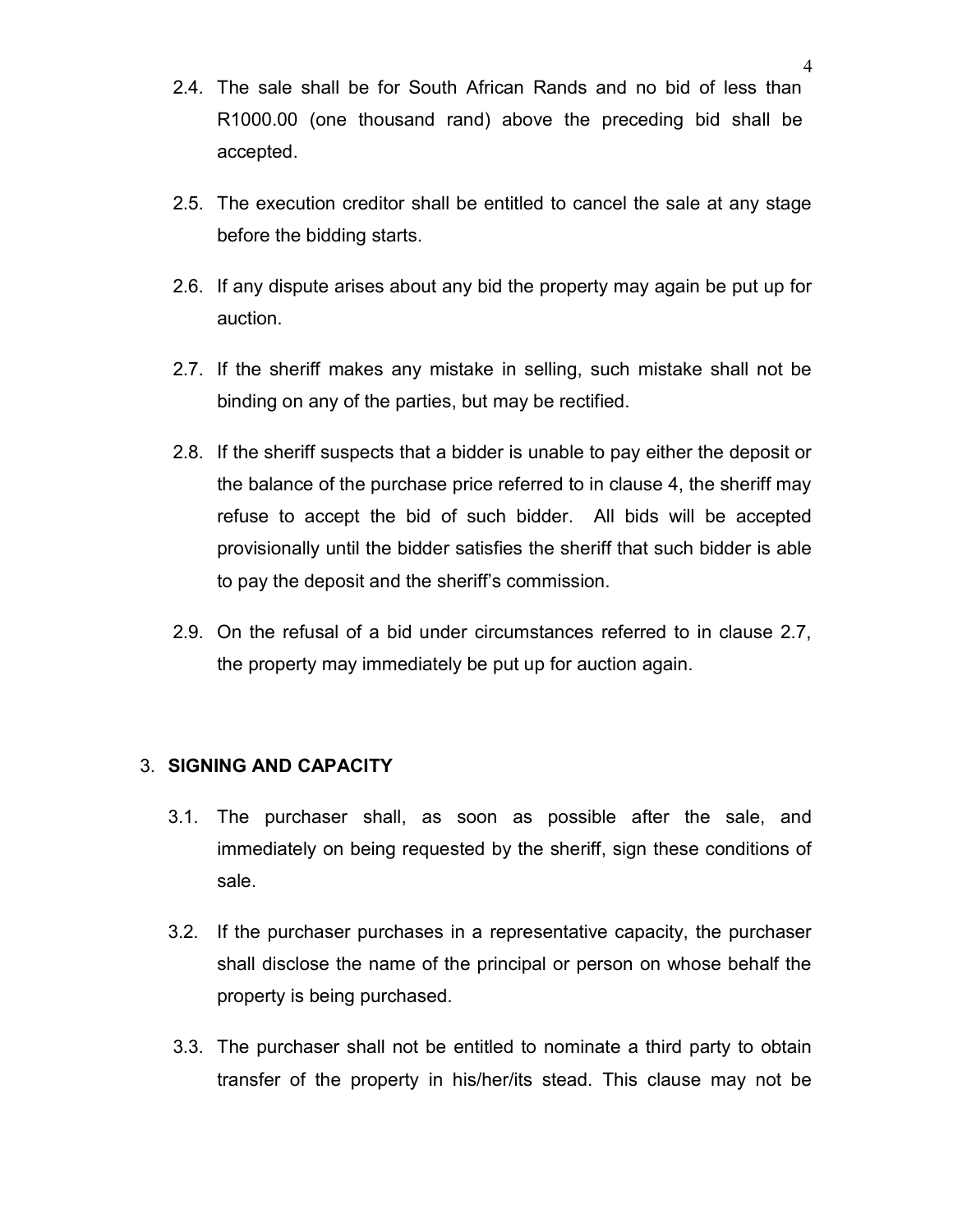2.4. The sale shall be for South African Rands and no bid of less than R1000.00 (one thousand rand) above the preceding bid shall be accepted.

2.5. The execution creditor shall be entitled to cancel the sale at any stage before the bidding starts.

2.6. If any dispute arises about any bid the property may again be put up for auction.

2.7. If the sheriff makes any mistake in selling, such mistake shall not be binding on any of the parties, but may be rectified.

2.8. If the sheriff suspects that a bidder is unable to pay either the deposit or the balance of the purchase price referred to in clause 4, the sheriff may refuse to accept the bid of such bidder. All bids will be accepted provisionally until the bidder satisfies the sheriff that such bidder is able to pay the deposit and the sheriff's commission.

2.9. On the refusal of a bid under circumstances referred to in clause 2.7, the property may immediately be put up for auction again.

## 3. SIGNING AND CAPACITY

3.1. The purchaser shall, as soon as possible after the sale, and immediately on being requested by the sheriff, sign these conditions of sale.

3.2. If the purchaser purchases in a representative capacity, the purchaser shall disclose the name of the principal or person on whose behalf the property is being purchased.

3.3. The purchaser shall not be entitled to nominate a third party to obtain transfer of the property in his/her/its stead. This clause may not be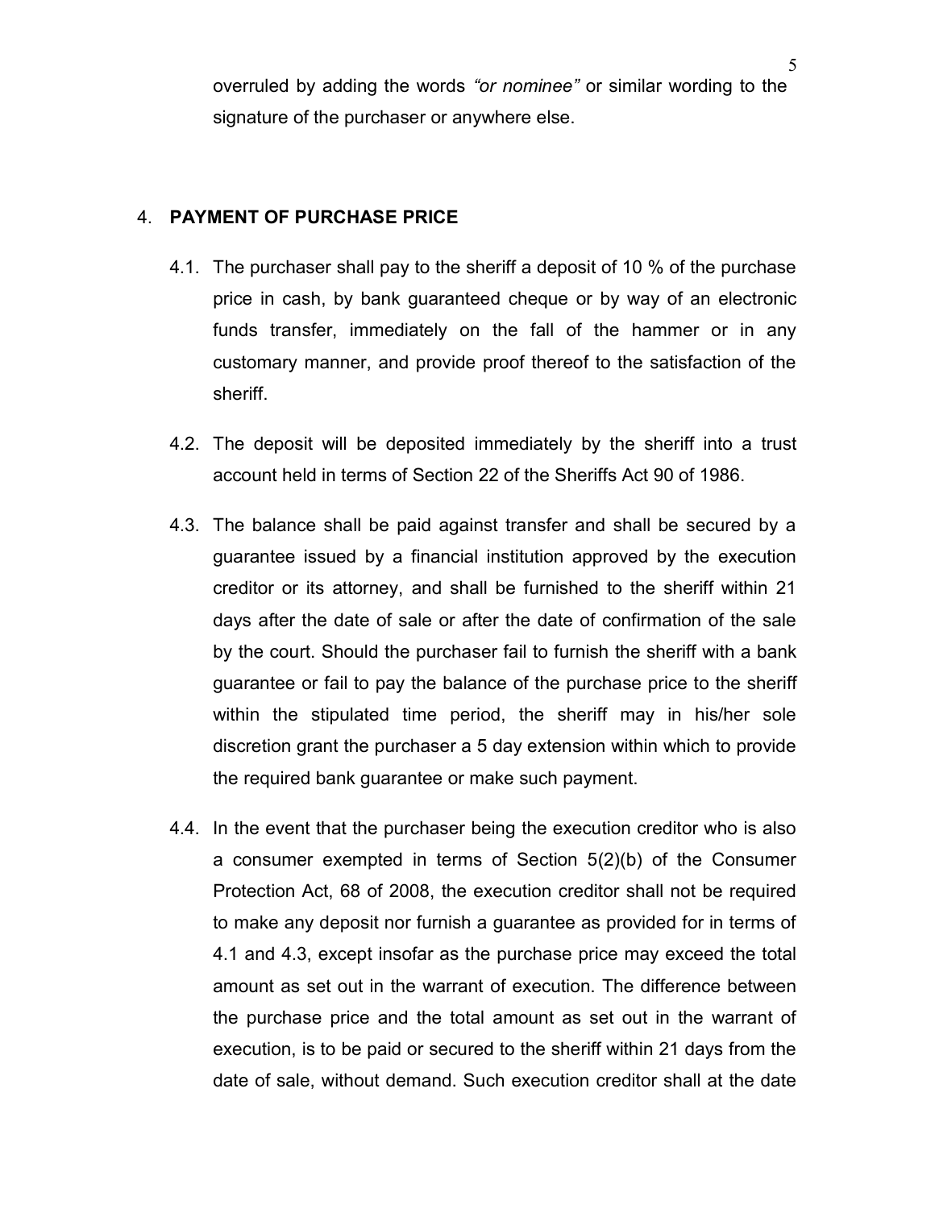overruled by adding the words *"or nominee"* or similar wording to the signature of the purchaser or anywhere else.

4. **PAYMENT OF PURCHASE PRICE**

4.1. The purchaser shall pay to the sheriff a deposit of 10 % of the purchase price in cash, by bank guaranteed cheque or by way of an electronic funds transfer, immediately on the fall of the hammer or in any customary manner, and provide proof thereof to the satisfaction of the sheriff.

4.2. The deposit will be deposited immediately by the sheriff into a trust account held in terms of Section 22 of the Sheriffs Act 90 of 1986.

4.3. The balance shall be paid against transfer and shall be secured by a guarantee issued by a financial institution approved by the execution creditor or its attorney, and shall be furnished to the sheriff within 21 days after the date of sale or after the date of confirmation of the sale by the court. Should the purchaser fail to furnish the sheriff with a bank guarantee or fail to pay the balance of the purchase price to the sheriff within the stipulated time period, the sheriff may in his/her sole discretion grant the purchaser a 5 day extension within which to provide the required bank guarantee or make such payment.

4.4. In the event that the purchaser being the execution creditor who is also a consumer exempted in terms of Section 5(2)(b) of the Consumer Protection Act, 68 of 2008, the execution creditor shall not be required to make any deposit nor furnish a guarantee as provided for in terms of 4.1 and 4.3, except insofar as the purchase price may exceed the total amount as set out in the warrant of execution. The difference between the purchase price and the total amount as set out in the warrant of execution, is to be paid or secured to the sheriff within 21 days from the date of sale, without demand. Such execution creditor shall at the date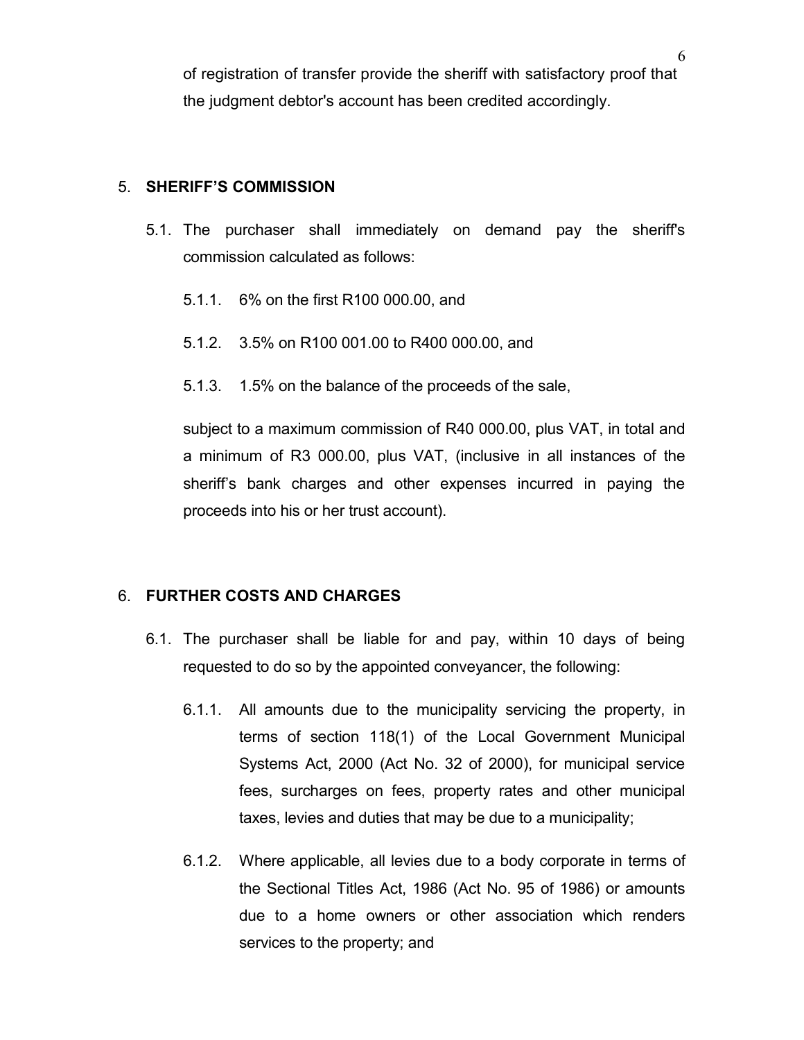of registration of transfer provide the sheriff with satisfactory proof that the judgment debtor's account has been credited accordingly.

5. **SHERIFF'S COMMISSION**

5.1. The purchaser shall immediately on demand pay the sheriff's commission calculated as follows:

5.1.1. 6% on the first R100 000.00, and

5.1.2. 3.5% on R100 001.00 to R400 000.00, and

5.1.3. 1.5% on the balance of the proceeds of the sale,

subject to a maximum commission of R40 000.00, plus VAT, in total and a minimum of R3 000.00, plus VAT, (inclusive in all instances of the sheriff's bank charges and other expenses incurred in paying the proceeds into his or her trust account).

6. **FURTHER COSTS AND CHARGES**

6.1. The purchaser shall be liable for and pay, within 10 days of being requested to do so by the appointed conveyancer, the following:

6.1.1. All amounts due to the municipality servicing the property, in terms of section 118(1) of the Local Government Municipal Systems Act, 2000 (Act No. 32 of 2000), for municipal service fees, surcharges on fees, property rates and other municipal taxes, levies and duties that may be due to a municipality;

6.1.2. Where applicable, all levies due to a body corporate in terms of the Sectional Titles Act, 1986 (Act No. 95 of 1986) or amounts due to a home owners or other association which renders services to the property; and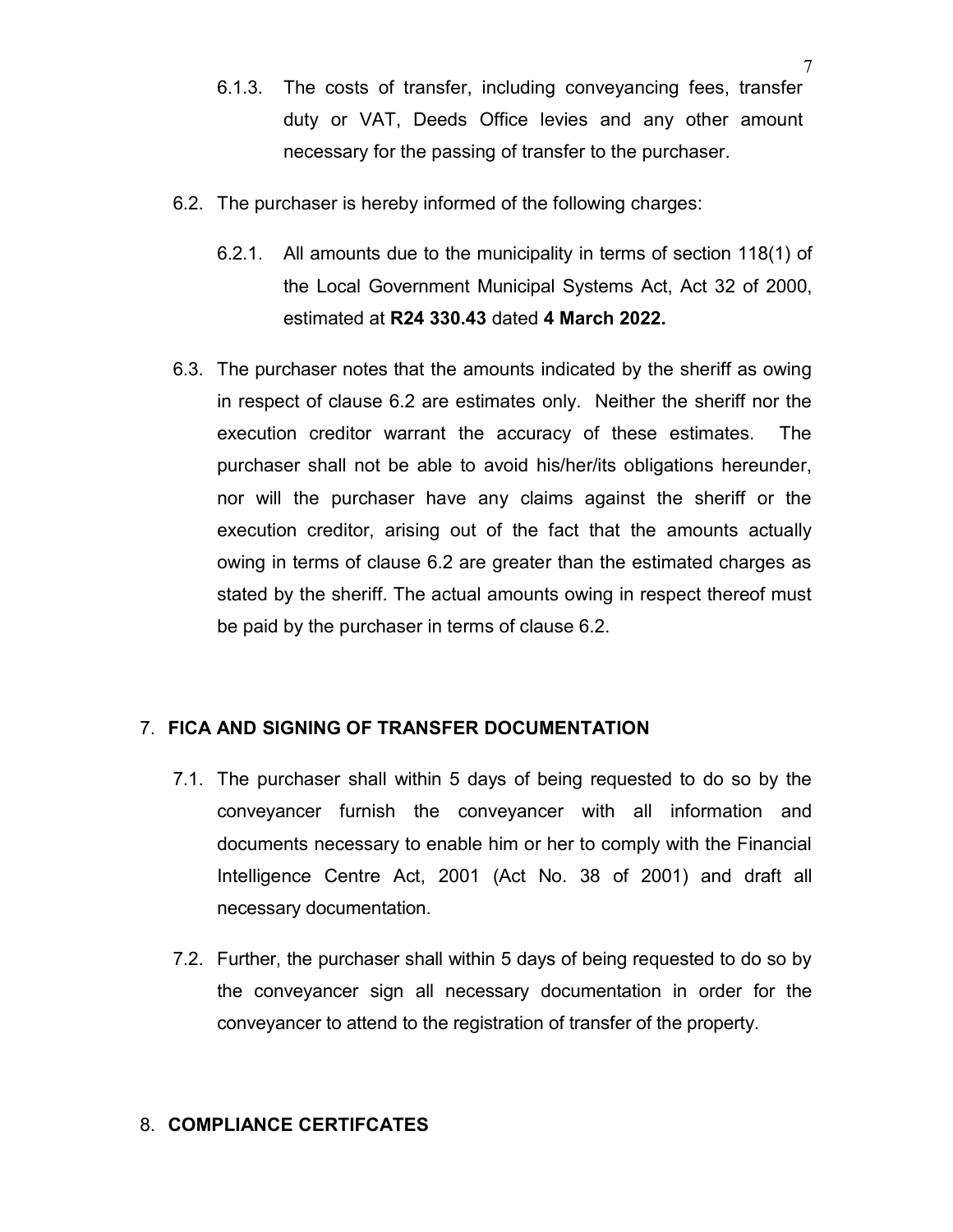6.1.3. The costs of transfer, including conveyancing fees, transfer duty or VAT, Deeds Office levies and any other amount necessary for the passing of transfer to the purchaser.

6.2. The purchaser is hereby informed of the following charges:

6.2.1. All amounts due to the municipality in terms of section 118(1) of the Local Government Municipal Systems Act, Act 32 of 2000, estimated at **R24 330.43** dated **4 March 2022.**

6.3. The purchaser notes that the amounts indicated by the sheriff as owing in respect of clause 6.2 are estimates only. Neither the sheriff nor the execution creditor warrant the accuracy of these estimates. The purchaser shall not be able to avoid his/her/its obligations hereunder, nor will the purchaser have any claims against the sheriff or the execution creditor, arising out of the fact that the amounts actually owing in terms of clause 6.2 are greater than the estimated charges as stated by the sheriff. The actual amounts owing in respect thereof must be paid by the purchaser in terms of clause 6.2.

## 7. FICA AND SIGNING OF TRANSFER DOCUMENTATION

7.1. The purchaser shall within 5 days of being requested to do so by the conveyancer furnish the conveyancer with all information and documents necessary to enable him or her to comply with the Financial Intelligence Centre Act, 2001 (Act No. 38 of 2001) and draft all necessary documentation.

7.2. Further, the purchaser shall within 5 days of being requested to do so by the conveyancer sign all necessary documentation in order for the conveyancer to attend to the registration of transfer of the property.

## 8. COMPLIANCE CERTIFCATES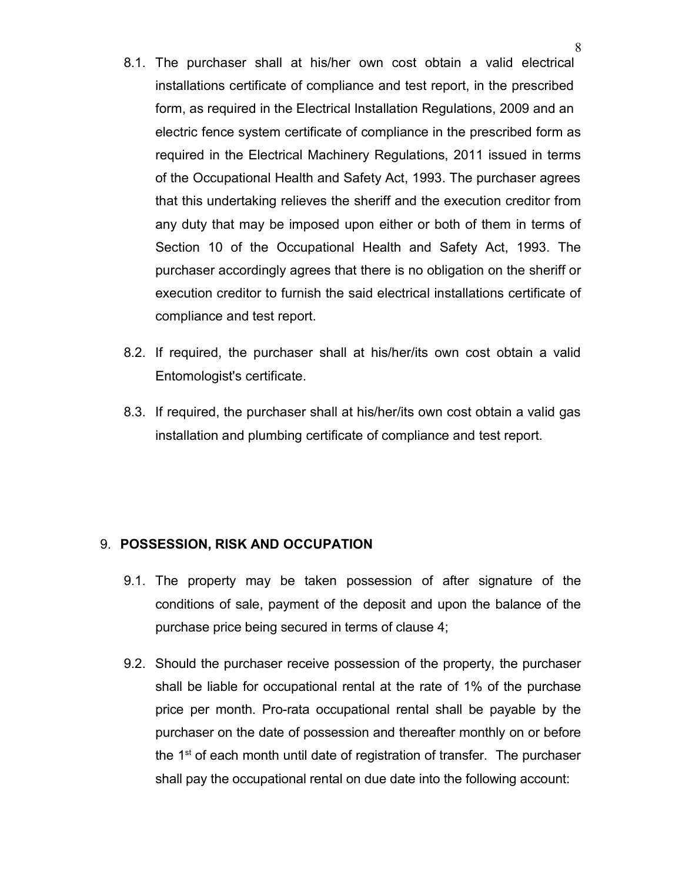8.1. The purchaser shall at his/her own cost obtain a valid electrical installations certificate of compliance and test report, in the prescribed form, as required in the Electrical Installation Regulations, 2009 and an electric fence system certificate of compliance in the prescribed form as required in the Electrical Machinery Regulations, 2011 issued in terms of the Occupational Health and Safety Act, 1993. The purchaser agrees that this undertaking relieves the sheriff and the execution creditor from any duty that may be imposed upon either or both of them in terms of Section 10 of the Occupational Health and Safety Act, 1993. The purchaser accordingly agrees that there is no obligation on the sheriff or execution creditor to furnish the said electrical installations certificate of compliance and test report.

8.2. If required, the purchaser shall at his/her/its own cost obtain a valid Entomologist's certificate.

8.3. If required, the purchaser shall at his/her/its own cost obtain a valid gas installation and plumbing certificate of compliance and test report.

## 9. POSSESSION, RISK AND OCCUPATION

9.1. The property may be taken possession of after signature of the conditions of sale, payment of the deposit and upon the balance of the purchase price being secured in terms of clause 4;

9.2. Should the purchaser receive possession of the property, the purchaser shall be liable for occupational rental at the rate of 1% of the purchase price per month. Pro-rata occupational rental shall be payable by the purchaser on the date of possession and thereafter monthly on or before the 1st of each month until date of registration of transfer. The purchaser shall pay the occupational rental on due date into the following account: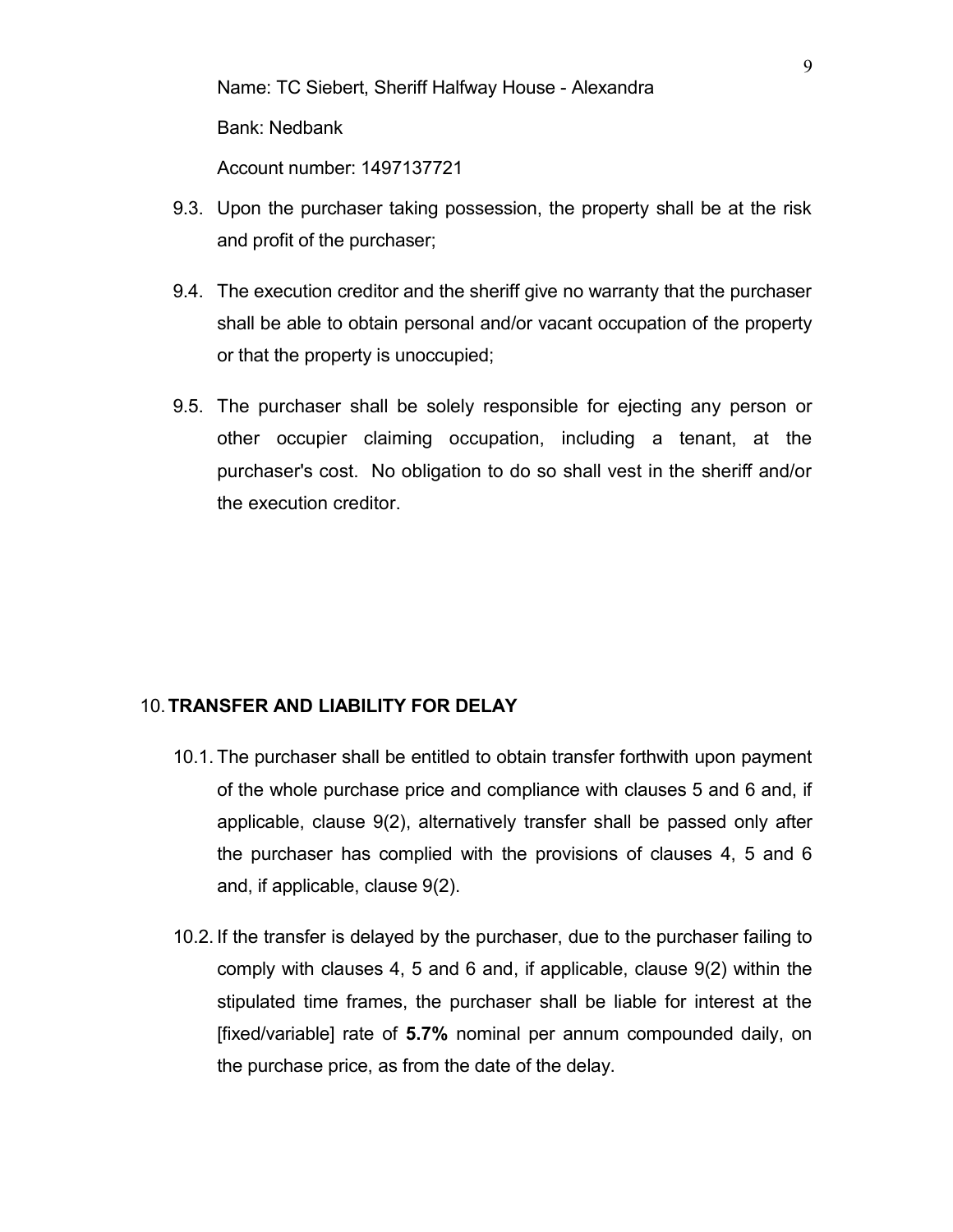Name: TC Siebert, Sheriff Halfway House - Alexandra

Bank: Nedbank

Account number: 1497137721

9.3. Upon the purchaser taking possession, the property shall be at the risk and profit of the purchaser;

9.4. The execution creditor and the sheriff give no warranty that the purchaser shall be able to obtain personal and/or vacant occupation of the property or that the property is unoccupied;

9.5. The purchaser shall be solely responsible for ejecting any person or other occupier claiming occupation, including a tenant, at the purchaser's cost. No obligation to do so shall vest in the sheriff and/or the execution creditor.

## 10. TRANSFER AND LIABILITY FOR DELAY

10.1. The purchaser shall be entitled to obtain transfer forthwith upon payment of the whole purchase price and compliance with clauses 5 and 6 and, if applicable, clause 9(2), alternatively transfer shall be passed only after the purchaser has complied with the provisions of clauses 4, 5 and 6 and, if applicable, clause 9(2).

10.2. If the transfer is delayed by the purchaser, due to the purchaser failing to comply with clauses 4, 5 and 6 and, if applicable, clause 9(2) within the stipulated time frames, the purchaser shall be liable for interest at the [fixed/variable] rate of **5.7%** nominal per annum compounded daily, on the purchase price, as from the date of the delay.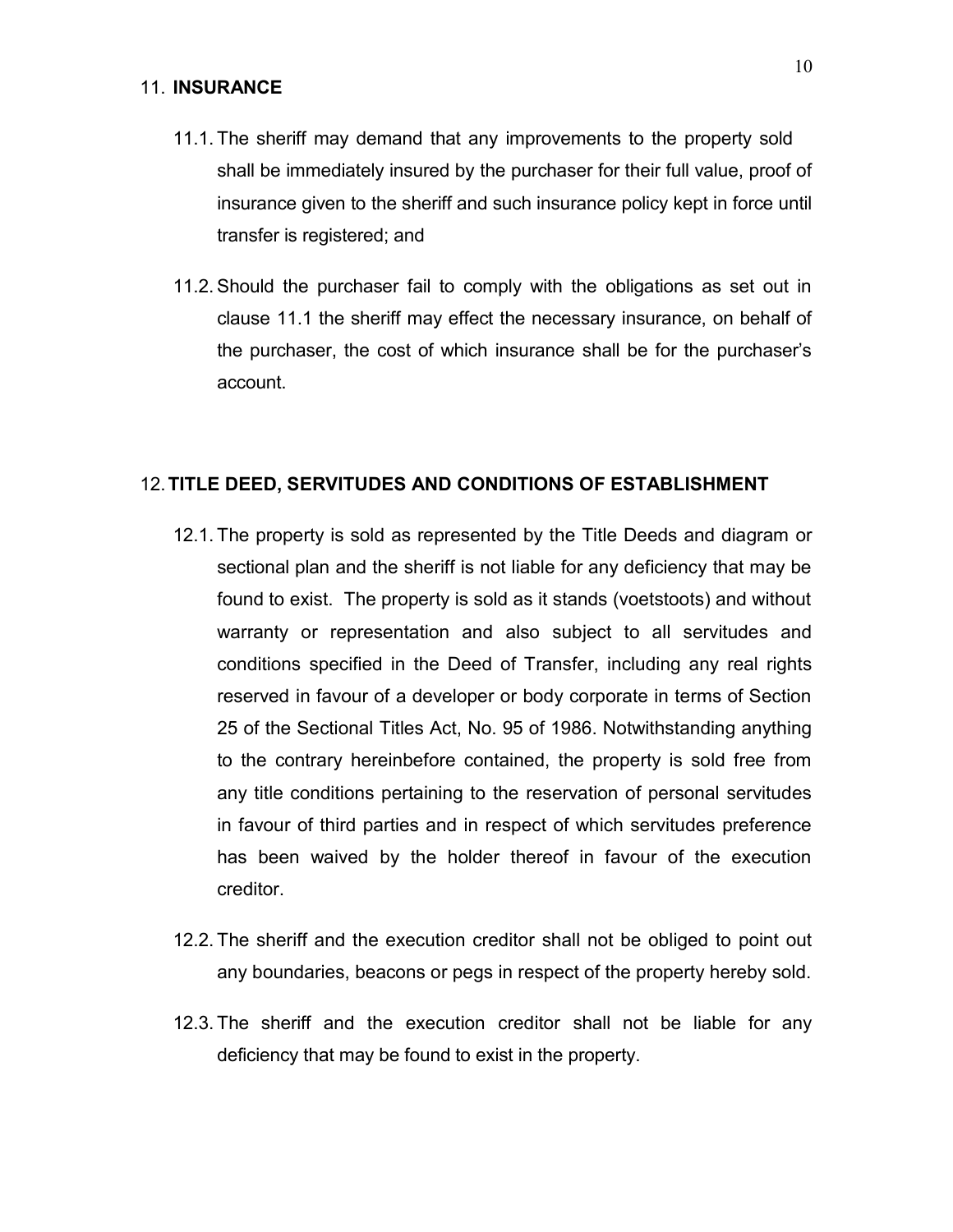## 11. INSURANCE

11.1. The sheriff may demand that any improvements to the property sold shall be immediately insured by the purchaser for their full value, proof of insurance given to the sheriff and such insurance policy kept in force until transfer is registered; and

11.2. Should the purchaser fail to comply with the obligations as set out in clause 11.1 the sheriff may effect the necessary insurance, on behalf of the purchaser, the cost of which insurance shall be for the purchaser's account.

## 12. TITLE DEED, SERVITUDES AND CONDITIONS OF ESTABLISHMENT

12.1. The property is sold as represented by the Title Deeds and diagram or sectional plan and the sheriff is not liable for any deficiency that may be found to exist. The property is sold as it stands (voetstoots) and without warranty or representation and also subject to all servitudes and conditions specified in the Deed of Transfer, including any real rights reserved in favour of a developer or body corporate in terms of Section 25 of the Sectional Titles Act, No. 95 of 1986. Notwithstanding anything to the contrary hereinbefore contained, the property is sold free from any title conditions pertaining to the reservation of personal servitudes in favour of third parties and in respect of which servitudes preference has been waived by the holder thereof in favour of the execution creditor.

12.2. The sheriff and the execution creditor shall not be obliged to point out any boundaries, beacons or pegs in respect of the property hereby sold.

12.3. The sheriff and the execution creditor shall not be liable for any deficiency that may be found to exist in the property.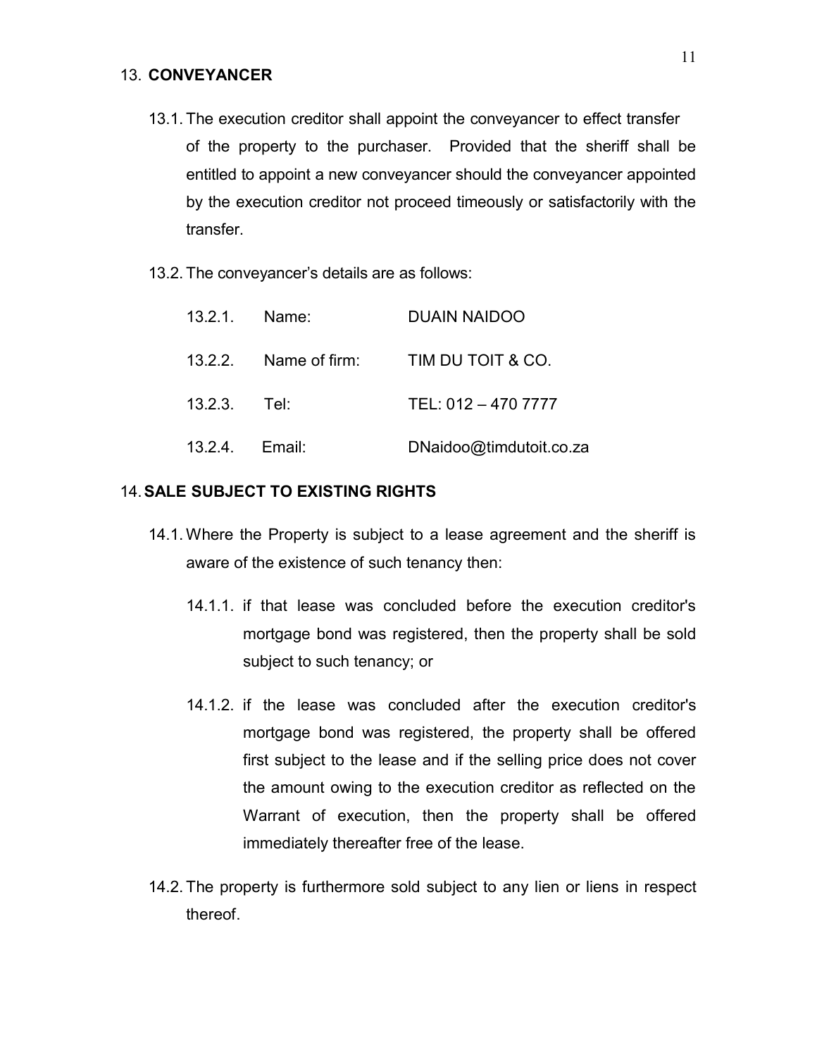## 13. CONVEYANCER

13.1. The execution creditor shall appoint the conveyancer to effect transfer of the property to the purchaser. Provided that the sheriff shall be entitled to appoint a new conveyancer should the conveyancer appointed by the execution creditor not proceed timeously or satisfactorily with the transfer.

13.2. The conveyancer's details are as follows:

13.2.1. Name: DUAIN NAIDOO

13.2.2. Name of firm: TIM DU TOIT & CO.

13.2.3. Tel: TEL: 012 – 470 7777

13.2.4. Email: DNaidoo@timdutoit.co.za

## 14. SALE SUBJECT TO EXISTING RIGHTS

14.1. Where the Property is subject to a lease agreement and the sheriff is aware of the existence of such tenancy then:

14.1.1. if that lease was concluded before the execution creditor's mortgage bond was registered, then the property shall be sold subject to such tenancy; or

14.1.2. if the lease was concluded after the execution creditor's mortgage bond was registered, the property shall be offered first subject to the lease and if the selling price does not cover the amount owing to the execution creditor as reflected on the Warrant of execution, then the property shall be offered immediately thereafter free of the lease.

14.2. The property is furthermore sold subject to any lien or liens in respect thereof.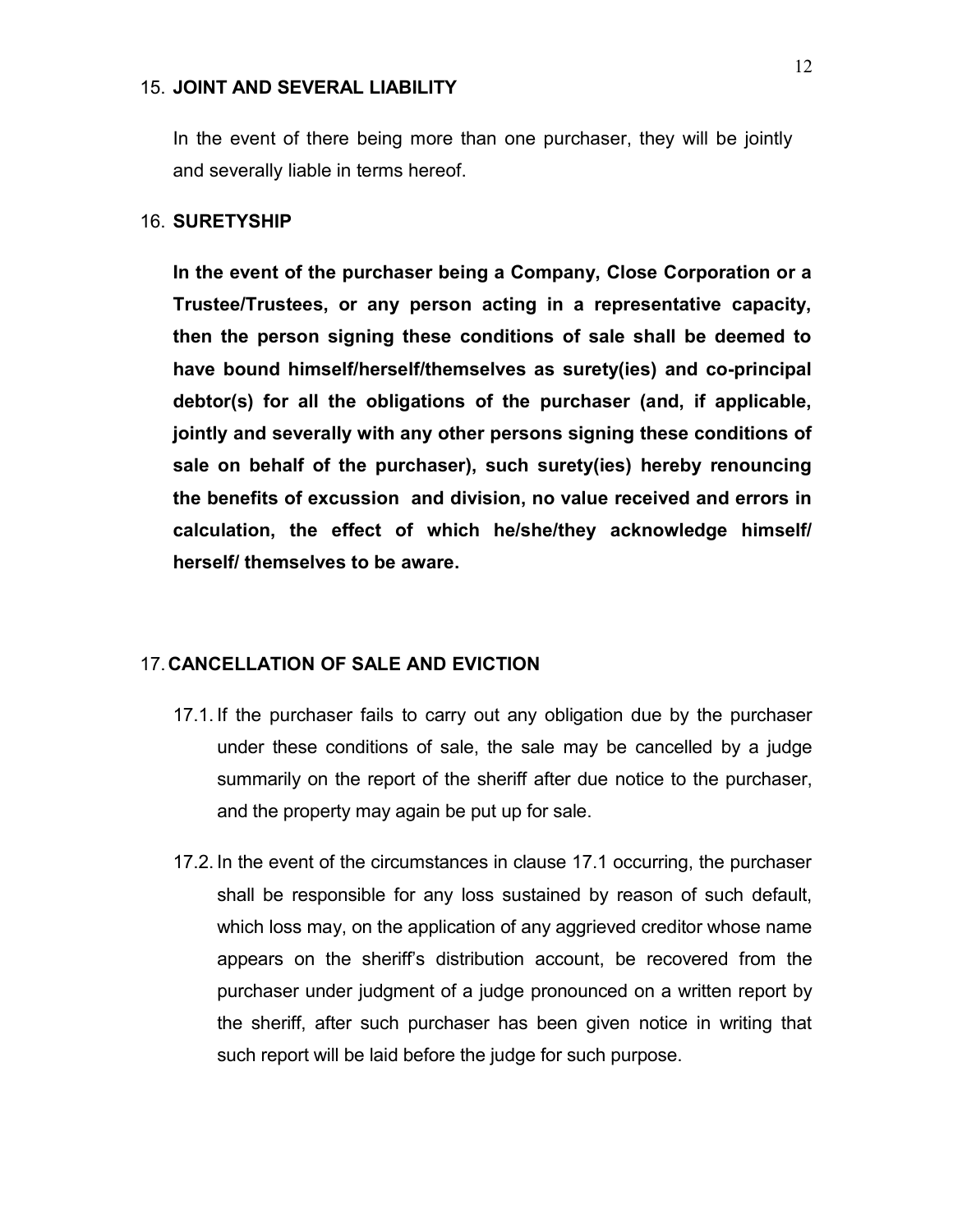## 15. JOINT AND SEVERAL LIABILITY

In the event of there being more than one purchaser, they will be jointly and severally liable in terms hereof.

## 16. SURETYSHIP

**In the event of the purchaser being a Company, Close Corporation or a Trustee/Trustees, or any person acting in a representative capacity, then the person signing these conditions of sale shall be deemed to have bound himself/herself/themselves as surety(ies) and co-principal debtor(s) for all the obligations of the purchaser (and, if applicable, jointly and severally with any other persons signing these conditions of sale on behalf of the purchaser), such surety(ies) hereby renouncing the benefits of excussion and division, no value received and errors in calculation, the effect of which he/she/they acknowledge himself/ herself/ themselves to be aware.**

## 17. CANCELLATION OF SALE AND EVICTION

17.1. If the purchaser fails to carry out any obligation due by the purchaser under these conditions of sale, the sale may be cancelled by a judge summarily on the report of the sheriff after due notice to the purchaser, and the property may again be put up for sale.

17.2. In the event of the circumstances in clause 17.1 occurring, the purchaser shall be responsible for any loss sustained by reason of such default, which loss may, on the application of any aggrieved creditor whose name appears on the sheriff's distribution account, be recovered from the purchaser under judgment of a judge pronounced on a written report by the sheriff, after such purchaser has been given notice in writing that such report will be laid before the judge for such purpose.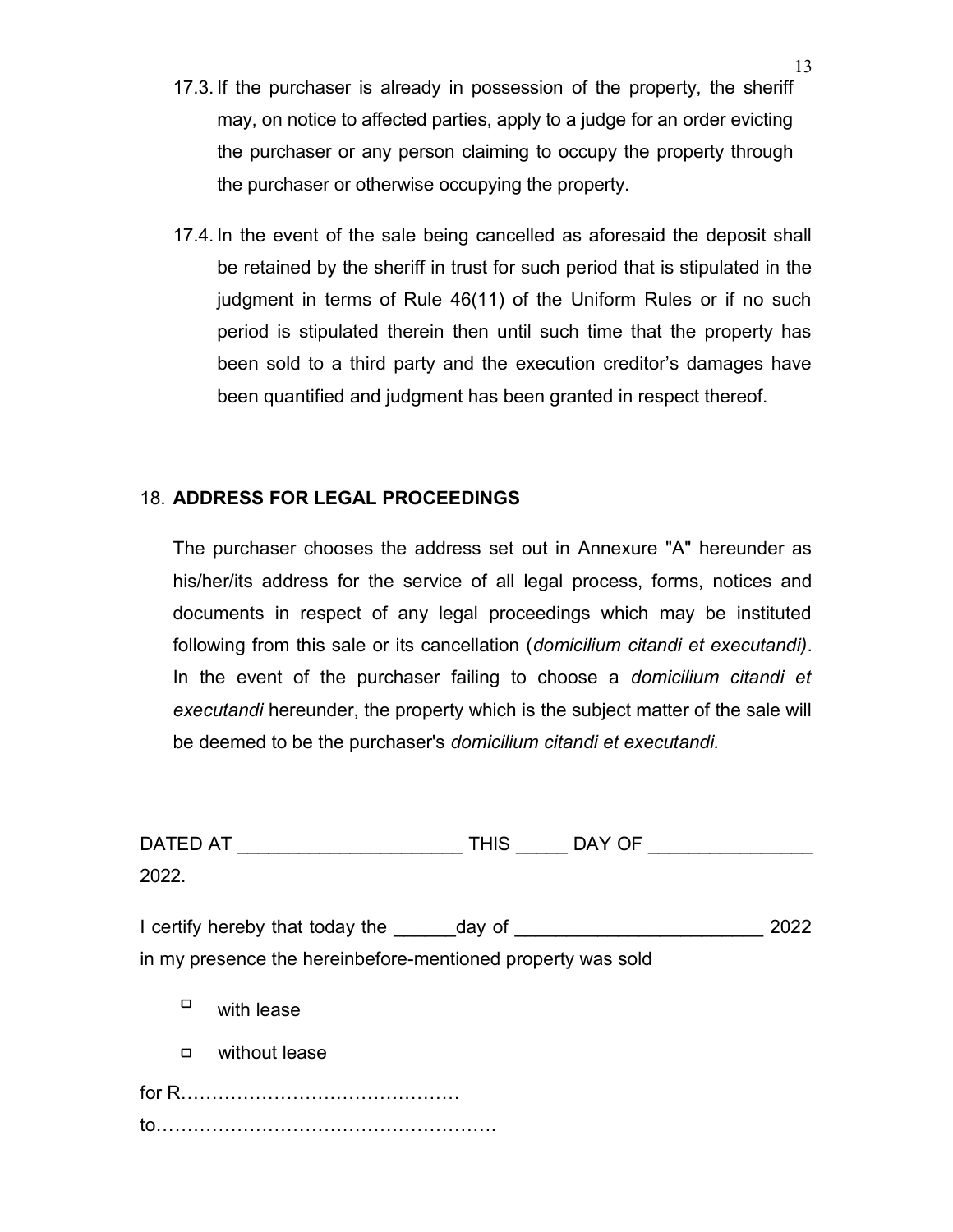17.3. If the purchaser is already in possession of the property, the sheriff may, on notice to affected parties, apply to a judge for an order evicting the purchaser or any person claiming to occupy the property through the purchaser or otherwise occupying the property.

17.4. In the event of the sale being cancelled as aforesaid the deposit shall be retained by the sheriff in trust for such period that is stipulated in the judgment in terms of Rule 46(11) of the Uniform Rules or if no such period is stipulated therein then until such time that the property has been sold to a third party and the execution creditor's damages have been quantified and judgment has been granted in respect thereof.

18. **ADDRESS FOR LEGAL PROCEEDINGS**

The purchaser chooses the address set out in Annexure "A" hereunder as his/her/its address for the service of all legal process, forms, notices and documents in respect of any legal proceedings which may be instituted following from this sale or its cancellation (*domicilium citandi et executandi)*. In the event of the purchaser failing to choose a *domicilium citandi et executandi* hereunder, the property which is the subject matter of the sale will be deemed to be the purchaser's *domicilium citandi et executandi.*

DATED AT ______________________ THIS _____ DAY OF ________________ 2022.

I certify hereby that today the ______day of ________________________ 2022 in my presence the hereinbefore-mentioned property was sold

- ☐ with lease
- ☐ without lease

for R……………………………………

to……………………………………………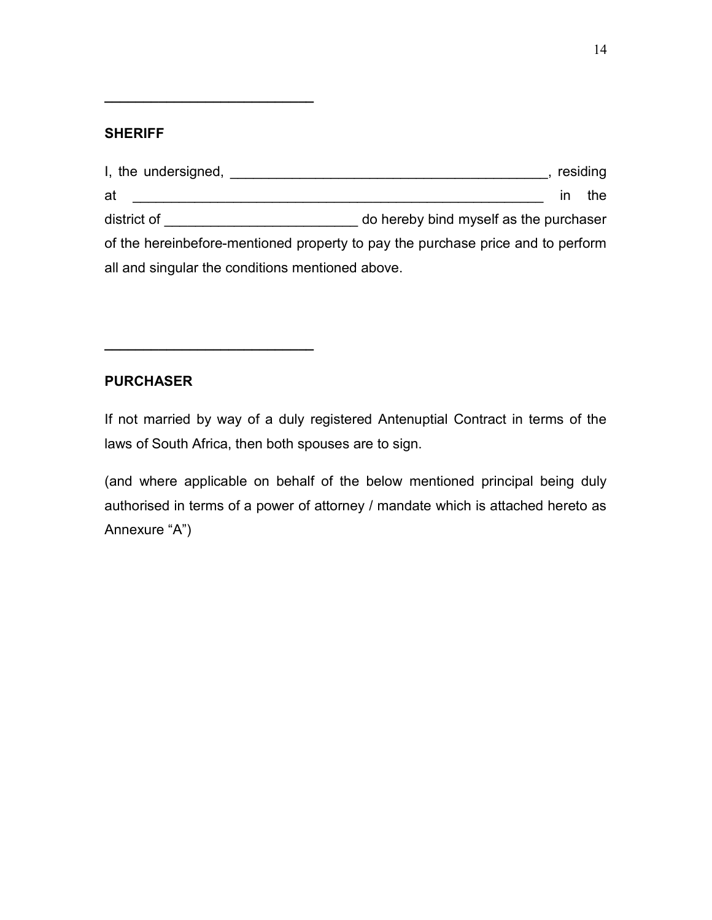\_\_\_\_\_\_\_\_\_\_\_\_\_\_\_\_\_\_\_\_\_\_\_\_\_\_\_

**SHERIFF**

I, the undersigned, __________________________________________, residing at ________________________________________________________ in the district of _________________________ do hereby bind myself as the purchaser of the hereinbefore-mentioned property to pay the purchase price and to perform all and singular the conditions mentioned above.

\_\_\_\_\_\_\_\_\_\_\_\_\_\_\_\_\_\_\_\_\_\_\_\_\_\_\_

**PURCHASER**

If not married by way of a duly registered Antenuptial Contract in terms of the laws of South Africa, then both spouses are to sign.

(and where applicable on behalf of the below mentioned principal being duly authorised in terms of a power of attorney / mandate which is attached hereto as Annexure "A")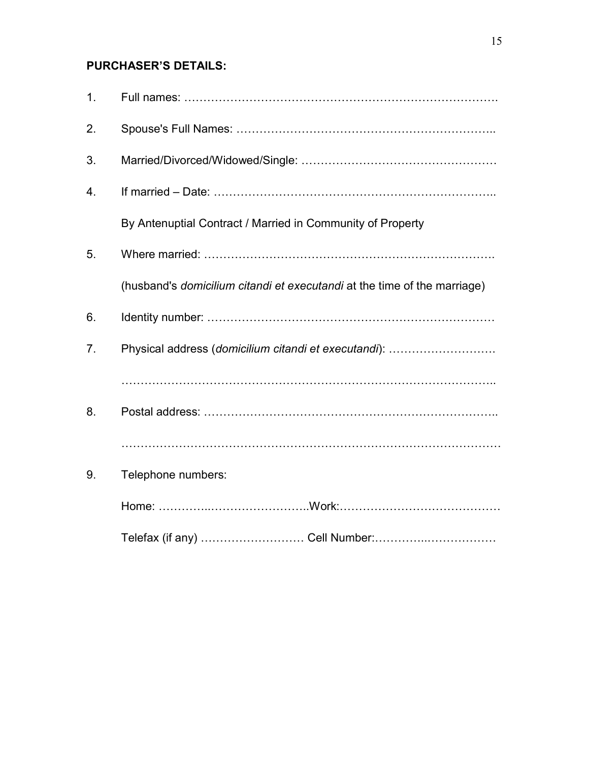**PURCHASER'S DETAILS:**

1. Full names: ……………………………………………………………………….

2. Spouse's Full Names: ………………………………………………………..

3. Married/Divorced/Widowed/Single: ……………………………………………

4. If married – Date: ……………………………………………………………..

   By Antenuptial Contract / Married in Community of Property

5. Where married: ……………………………………………………………….

   (husband's *domicilium citandi et executandi* at the time of the marriage)

6. Identity number: ………………………………………………………………

7. Physical address (*domicilium citandi et executandi*): ……………………….

   ………………………………………………………………………………..

8. Postal address: ………………………………………………………………..

   …………………………………………………………………………………

9. Telephone numbers:

   Home: …………..……………………..Work:……………………………………

   Telefax (if any) ……………………… Cell Number:…………..………………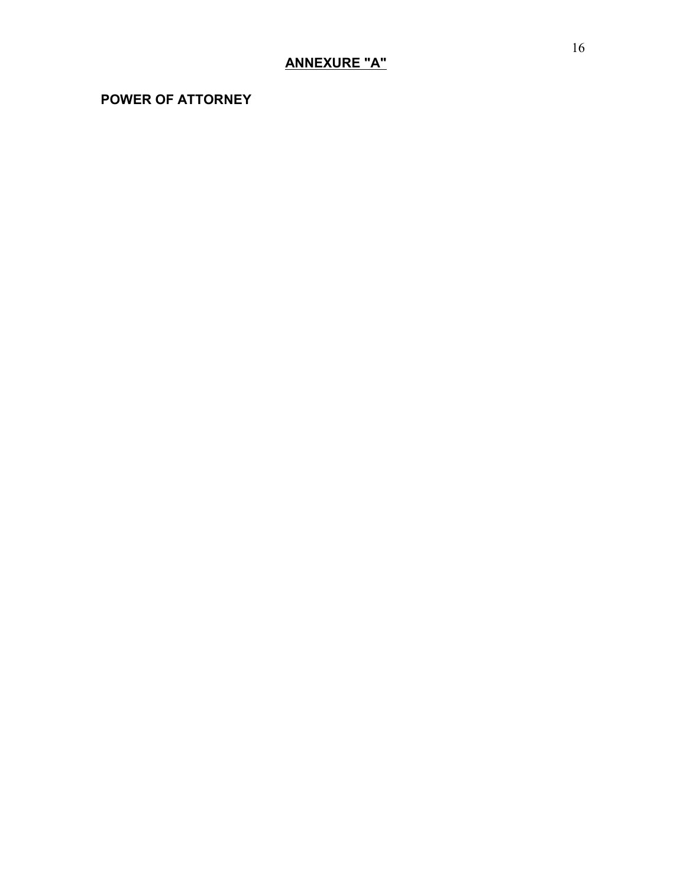**<u>ANNEXURE "A"</u>**

**POWER OF ATTORNEY**